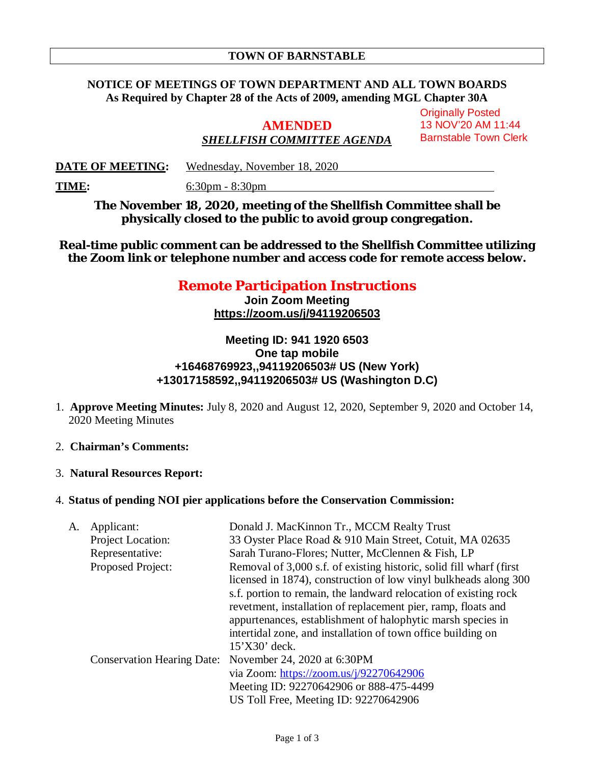# TOWN OF BARNSTABLE

**NOTICE OF MEETINGS OF TOWN DEPARTMENT AND ALL TOWN BOARDS**
**As Required by Chapter 28 of the Acts of 2009, amending MGL Chapter 30A**

Originally Posted
13 NOV'20 AM 11:44
Barnstable Town Clerk

## AMENDED

***SHELLFISH COMMITTEE AGENDA***

**DATE OF MEETING:** Wednesday, November 18, 2020

**TIME:** 6:30pm - 8:30pm

**The November 18, 2020, meeting of the Shellfish Committee shall be physically closed to the public to avoid group congregation.**

**Real-time public comment can be addressed to the Shellfish Committee utilizing the Zoom link or telephone number and access code for remote access below.**

## Remote Participation Instructions

**Join Zoom Meeting**
**https://zoom.us/j/94119206503**

**Meeting ID: 941 1920 6503**
**One tap mobile**
**+16468769923,,94119206503# US (New York)**
**+13017158592,,94119206503# US (Washington D.C)**

1. **Approve Meeting Minutes:** July 8, 2020 and August 12, 2020, September 9, 2020 and October 14, 2020 Meeting Minutes

2. **Chairman's Comments:**

3. **Natural Resources Report:**

4. **Status of pending NOI pier applications before the Conservation Commission:**

   A. Applicant: Donald J. MacKinnon Tr., MCCM Realty Trust
   Project Location: 33 Oyster Place Road & 910 Main Street, Cotuit, MA 02635
   Representative: Sarah Turano-Flores; Nutter, McClennen & Fish, LP
   Proposed Project: Removal of 3,000 s.f. of existing historic, solid fill wharf (first licensed in 1874), construction of low vinyl bulkheads along 300 s.f. portion to remain, the landward relocation of existing rock revetment, installation of replacement pier, ramp, floats and appurtenances, establishment of halophytic marsh species in intertidal zone, and installation of town office building on 15'X30' deck.
   Conservation Hearing Date: November 24, 2020 at 6:30PM
   via Zoom: https://zoom.us/j/92270642906
   Meeting ID: 92270642906 or 888-475-4499
   US Toll Free, Meeting ID: 92270642906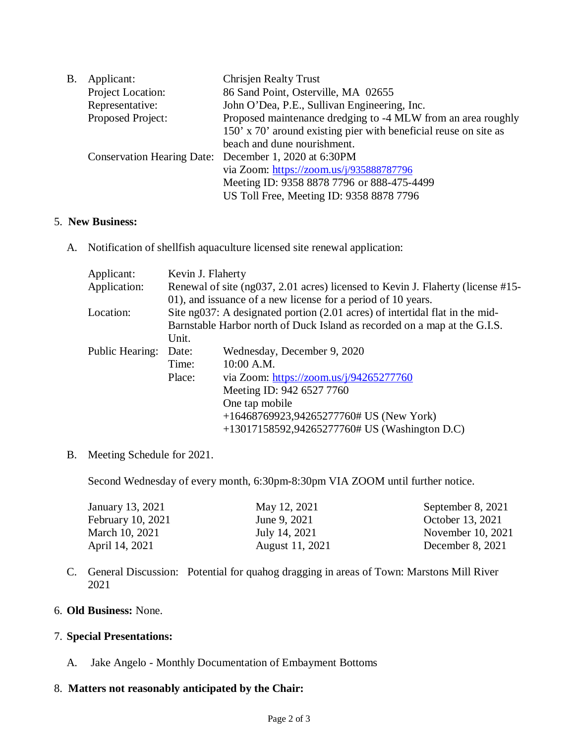B. Applicant: Chrisjen Realty Trust
   Project Location: 86 Sand Point, Osterville, MA 02655
   Representative: John O'Dea, P.E., Sullivan Engineering, Inc.
   Proposed Project: Proposed maintenance dredging to -4 MLW from an area roughly 150' x 70' around existing pier with beneficial reuse on site as beach and dune nourishment.
   Conservation Hearing Date: December 1, 2020 at 6:30PM
   via Zoom: https://zoom.us/j/935888787796
   Meeting ID: 9358 8878 7796 or 888-475-4499
   US Toll Free, Meeting ID: 9358 8878 7796

5. **New Business:**

A. Notification of shellfish aquaculture licensed site renewal application:

Applicant: Kevin J. Flaherty

Application: Renewal of site (ng037, 2.01 acres) licensed to Kevin J. Flaherty (license #15-01), and issuance of a new license for a period of 10 years.

Location: Site ng037: A designated portion (2.01 acres) of intertidal flat in the mid-Barnstable Harbor north of Duck Island as recorded on a map at the G.I.S. Unit.

Public Hearing:
   Date: Wednesday, December 9, 2020
   Time: 10:00 A.M.
   Place: via Zoom: https://zoom.us/j/94265277760
   Meeting ID: 942 6527 7760
   One tap mobile
   +16468769923,94265277760# US (New York)
   +13017158592,94265277760# US (Washington D.C)

B. Meeting Schedule for 2021.

Second Wednesday of every month, 6:30pm-8:30pm VIA ZOOM until further notice.

| | | |
|---|---|---|
| January 13, 2021 | May 12, 2021 | September 8, 2021 |
| February 10, 2021 | June 9, 2021 | October 13, 2021 |
| March 10, 2021 | July 14, 2021 | November 10, 2021 |
| April 14, 2021 | August 11, 2021 | December 8, 2021 |

C. General Discussion: Potential for quahog dragging in areas of Town: Marstons Mill River 2021

6. **Old Business:** None.

7. **Special Presentations:**

A. Jake Angelo - Monthly Documentation of Embayment Bottoms

8. **Matters not reasonably anticipated by the Chair:**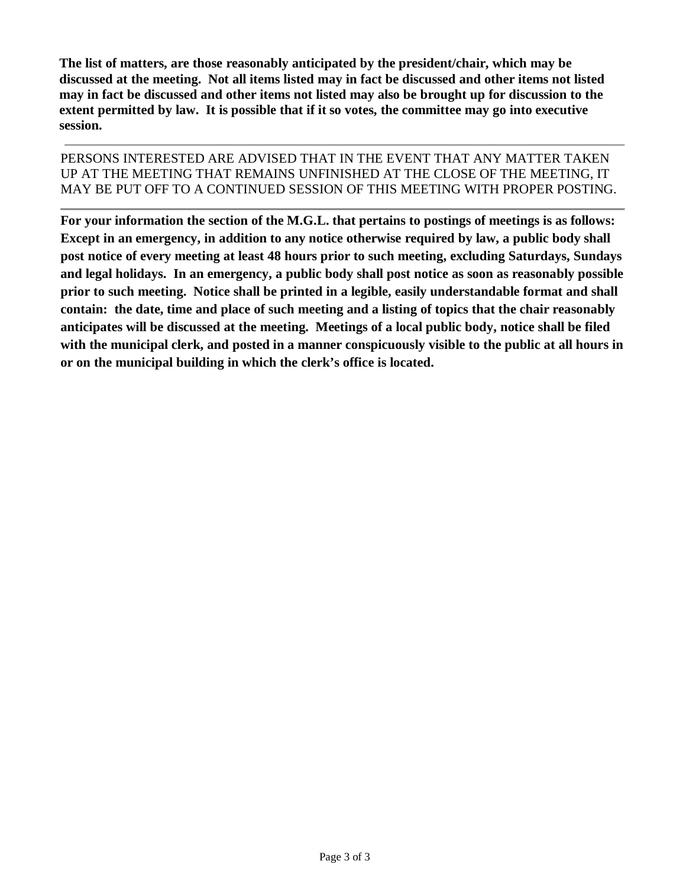**The list of matters, are those reasonably anticipated by the president/chair, which may be discussed at the meeting. Not all items listed may in fact be discussed and other items not listed may in fact be discussed and other items not listed may also be brought up for discussion to the extent permitted by law. It is possible that if it so votes, the committee may go into executive session.**

---

PERSONS INTERESTED ARE ADVISED THAT IN THE EVENT THAT ANY MATTER TAKEN UP AT THE MEETING THAT REMAINS UNFINISHED AT THE CLOSE OF THE MEETING, IT MAY BE PUT OFF TO A CONTINUED SESSION OF THIS MEETING WITH PROPER POSTING.

---

**For your information the section of the M.G.L. that pertains to postings of meetings is as follows: Except in an emergency, in addition to any notice otherwise required by law, a public body shall post notice of every meeting at least 48 hours prior to such meeting, excluding Saturdays, Sundays and legal holidays. In an emergency, a public body shall post notice as soon as reasonably possible prior to such meeting. Notice shall be printed in a legible, easily understandable format and shall contain: the date, time and place of such meeting and a listing of topics that the chair reasonably anticipates will be discussed at the meeting. Meetings of a local public body, notice shall be filed with the municipal clerk, and posted in a manner conspicuously visible to the public at all hours in or on the municipal building in which the clerk's office is located.**